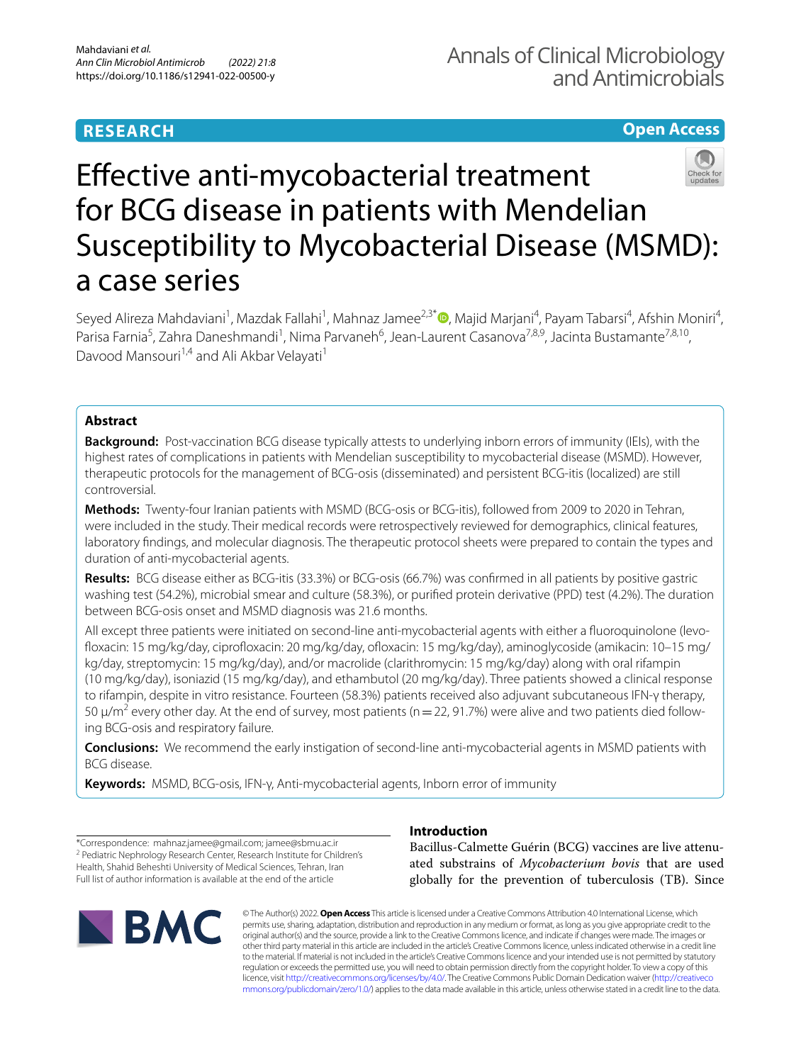RESEARCH

Open Access

# Effective anti-mycobacterial treatment for BCG disease in patients with Mendelian Susceptibility to Mycobacterial Disease (MSMD): a case series

Seyed Alireza Mahdaviani[1], Mazdak Fallahi[1], Mahnaz Jamee[2,3*], Majid Marjani[4], Payam Tabarsi[4], Afshin Moniri[4], Parisa Farnia[5], Zahra Daneshmandi[1], Nima Parvaneh[6], Jean-Laurent Casanova[7,8,9], Jacinta Bustamante[7,8,10], Davood Mansouri[1,4] and Ali Akbar Velayati[1]

## Abstract

**Background:** Post-vaccination BCG disease typically attests to underlying inborn errors of immunity (IEIs), with the highest rates of complications in patients with Mendelian susceptibility to mycobacterial disease (MSMD). However, therapeutic protocols for the management of BCG-osis (disseminated) and persistent BCG-itis (localized) are still controversial.

**Methods:** Twenty-four Iranian patients with MSMD (BCG-osis or BCG-itis), followed from 2009 to 2020 in Tehran, were included in the study. Their medical records were retrospectively reviewed for demographics, clinical features, laboratory findings, and molecular diagnosis. The therapeutic protocol sheets were prepared to contain the types and duration of anti-mycobacterial agents.

**Results:** BCG disease either as BCG-itis (33.3%) or BCG-osis (66.7%) was confirmed in all patients by positive gastric washing test (54.2%), microbial smear and culture (58.3%), or purified protein derivative (PPD) test (4.2%). The duration between BCG-osis onset and MSMD diagnosis was 21.6 months.

All except three patients were initiated on second-line anti-mycobacterial agents with either a fluoroquinolone (levofloxacin: 15 mg/kg/day, ciprofloxacin: 20 mg/kg/day, ofloxacin: 15 mg/kg/day), aminoglycoside (amikacin: 10–15 mg/kg/day, streptomycin: 15 mg/kg/day), and/or macrolide (clarithromycin: 15 mg/kg/day) along with oral rifampin (10 mg/kg/day), isoniazid (15 mg/kg/day), and ethambutol (20 mg/kg/day). Three patients showed a clinical response to rifampin, despite in vitro resistance. Fourteen (58.3%) patients received also adjuvant subcutaneous IFN-γ therapy, 50 μ/m$^2$ every other day. At the end of survey, most patients (n = 22, 91.7%) were alive and two patients died following BCG-osis and respiratory failure.

**Conclusions:** We recommend the early instigation of second-line anti-mycobacterial agents in MSMD patients with BCG disease.

**Keywords:** MSMD, BCG-osis, IFN-γ, Anti-mycobacterial agents, Inborn error of immunity

*Correspondence: mahnaz.jamee@gmail.com; jamee@sbmu.ac.ir
[2] Pediatric Nephrology Research Center, Research Institute for Children's Health, Shahid Beheshti University of Medical Sciences, Tehran, Iran
Full list of author information is available at the end of the article

## Introduction

Bacillus-Calmette Guérin (BCG) vaccines are live attenuated substrains of *Mycobacterium bovis* that are used globally for the prevention of tuberculosis (TB). Since

© The Author(s) 2022. **Open Access** This article is licensed under a Creative Commons Attribution 4.0 International License, which permits use, sharing, adaptation, distribution and reproduction in any medium or format, as long as you give appropriate credit to the original author(s) and the source, provide a link to the Creative Commons licence, and indicate if changes were made. The images or other third party material in this article are included in the article's Creative Commons licence, unless indicated otherwise in a credit line to the material. If material is not included in the article's Creative Commons licence and your intended use is not permitted by statutory regulation or exceeds the permitted use, you will need to obtain permission directly from the copyright holder. To view a copy of this licence, visit http://creativecommons.org/licenses/by/4.0/. The Creative Commons Public Domain Dedication waiver (http://creativecommons.org/publicdomain/zero/1.0/) applies to the data made available in this article, unless otherwise stated in a credit line to the data.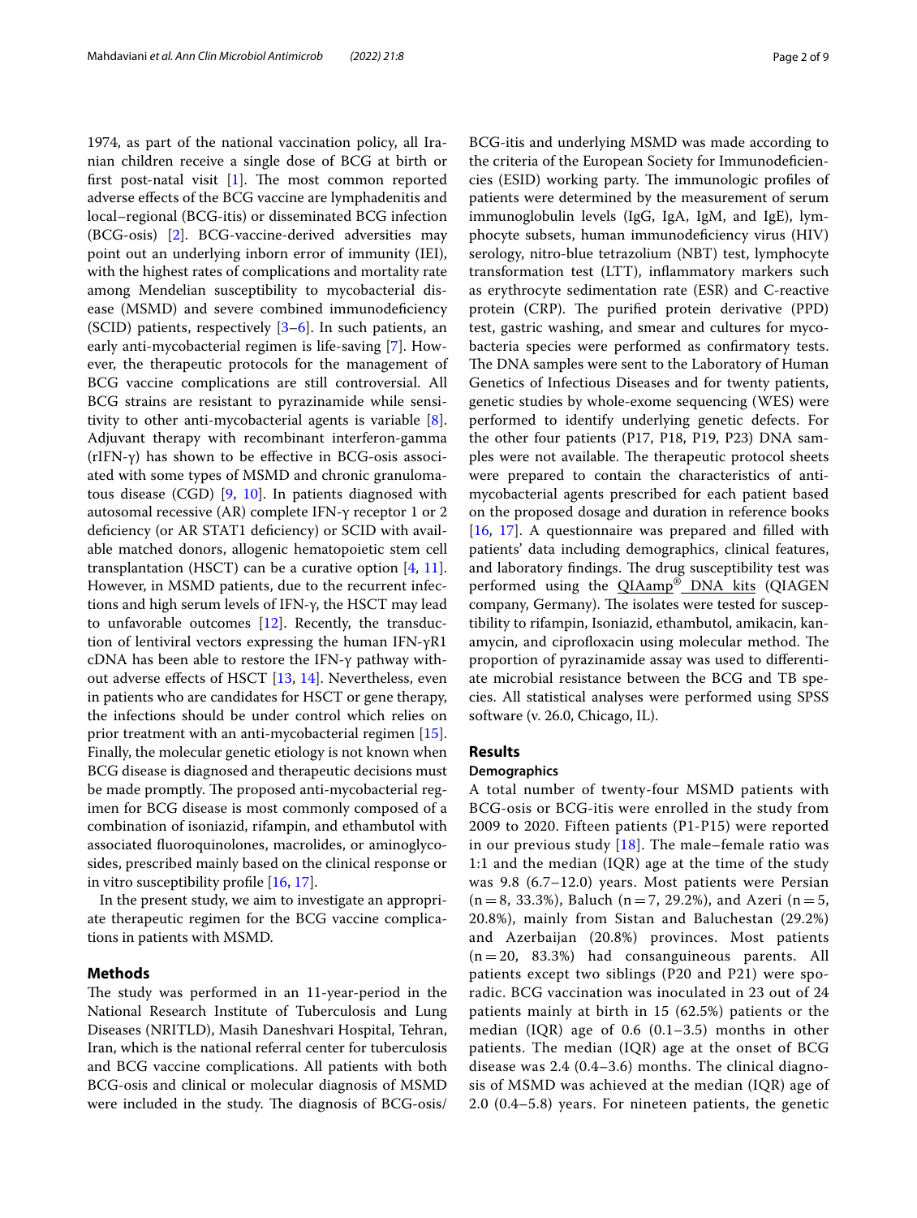1974, as part of the national vaccination policy, all Iranian children receive a single dose of BCG at birth or first post-natal visit [1]. The most common reported adverse effects of the BCG vaccine are lymphadenitis and local–regional (BCG-itis) or disseminated BCG infection (BCG-osis) [2]. BCG-vaccine-derived adversities may point out an underlying inborn error of immunity (IEI), with the highest rates of complications and mortality rate among Mendelian susceptibility to mycobacterial disease (MSMD) and severe combined immunodeficiency (SCID) patients, respectively [3–6]. In such patients, an early anti-mycobacterial regimen is life-saving [7]. However, the therapeutic protocols for the management of BCG vaccine complications are still controversial. All BCG strains are resistant to pyrazinamide while sensitivity to other anti-mycobacterial agents is variable [8]. Adjuvant therapy with recombinant interferon-gamma (rIFN-γ) has shown to be effective in BCG-osis associated with some types of MSMD and chronic granulomatous disease (CGD) [9, 10]. In patients diagnosed with autosomal recessive (AR) complete IFN-γ receptor 1 or 2 deficiency (or AR STAT1 deficiency) or SCID with available matched donors, allogenic hematopoietic stem cell transplantation (HSCT) can be a curative option [4, 11]. However, in MSMD patients, due to the recurrent infections and high serum levels of IFN-γ, the HSCT may lead to unfavorable outcomes [12]. Recently, the transduction of lentiviral vectors expressing the human IFN-γR1 cDNA has been able to restore the IFN-γ pathway without adverse effects of HSCT [13, 14]. Nevertheless, even in patients who are candidates for HSCT or gene therapy, the infections should be under control which relies on prior treatment with an anti-mycobacterial regimen [15]. Finally, the molecular genetic etiology is not known when BCG disease is diagnosed and therapeutic decisions must be made promptly. The proposed anti-mycobacterial regimen for BCG disease is most commonly composed of a combination of isoniazid, rifampin, and ethambutol with associated fluoroquinolones, macrolides, or aminoglycosides, prescribed mainly based on the clinical response or in vitro susceptibility profile [16, 17].

In the present study, we aim to investigate an appropriate therapeutic regimen for the BCG vaccine complications in patients with MSMD.

## Methods

The study was performed in an 11-year-period in the National Research Institute of Tuberculosis and Lung Diseases (NRITLD), Masih Daneshvari Hospital, Tehran, Iran, which is the national referral center for tuberculosis and BCG vaccine complications. All patients with both BCG-osis and clinical or molecular diagnosis of MSMD were included in the study. The diagnosis of BCG-osis/BCG-itis and underlying MSMD was made according to the criteria of the European Society for Immunodeficiencies (ESID) working party. The immunologic profiles of patients were determined by the measurement of serum immunoglobulin levels (IgG, IgA, IgM, and IgE), lymphocyte subsets, human immunodeficiency virus (HIV) serology, nitro-blue tetrazolium (NBT) test, lymphocyte transformation test (LTT), inflammatory markers such as erythrocyte sedimentation rate (ESR) and C-reactive protein (CRP). The purified protein derivative (PPD) test, gastric washing, and smear and cultures for mycobacteria species were performed as confirmatory tests. The DNA samples were sent to the Laboratory of Human Genetics of Infectious Diseases and for twenty patients, genetic studies by whole-exome sequencing (WES) were performed to identify underlying genetic defects. For the other four patients (P17, P18, P19, P23) DNA samples were not available. The therapeutic protocol sheets were prepared to contain the characteristics of anti-mycobacterial agents prescribed for each patient based on the proposed dosage and duration in reference books [16, 17]. A questionnaire was prepared and filled with patients' data including demographics, clinical features, and laboratory findings. The drug susceptibility test was performed using the QIAamp® DNA kits (QIAGEN company, Germany). The isolates were tested for susceptibility to rifampin, Isoniazid, ethambutol, amikacin, kanamycin, and ciprofloxacin using molecular method. The proportion of pyrazinamide assay was used to differentiate microbial resistance between the BCG and TB species. All statistical analyses were performed using SPSS software (v. 26.0, Chicago, IL).

## Results

### Demographics

A total number of twenty-four MSMD patients with BCG-osis or BCG-itis were enrolled in the study from 2009 to 2020. Fifteen patients (P1-P15) were reported in our previous study [18]. The male–female ratio was 1:1 and the median (IQR) age at the time of the study was 9.8 (6.7–12.0) years. Most patients were Persian (n = 8, 33.3%), Baluch (n = 7, 29.2%), and Azeri (n = 5, 20.8%), mainly from Sistan and Baluchestan (29.2%) and Azerbaijan (20.8%) provinces. Most patients (n = 20, 83.3%) had consanguineous parents. All patients except two siblings (P20 and P21) were sporadic. BCG vaccination was inoculated in 23 out of 24 patients mainly at birth in 15 (62.5%) patients or the median (IQR) age of 0.6 (0.1–3.5) months in other patients. The median (IQR) age at the onset of BCG disease was 2.4 (0.4–3.6) months. The clinical diagnosis of MSMD was achieved at the median (IQR) age of 2.0 (0.4–5.8) years. For nineteen patients, the genetic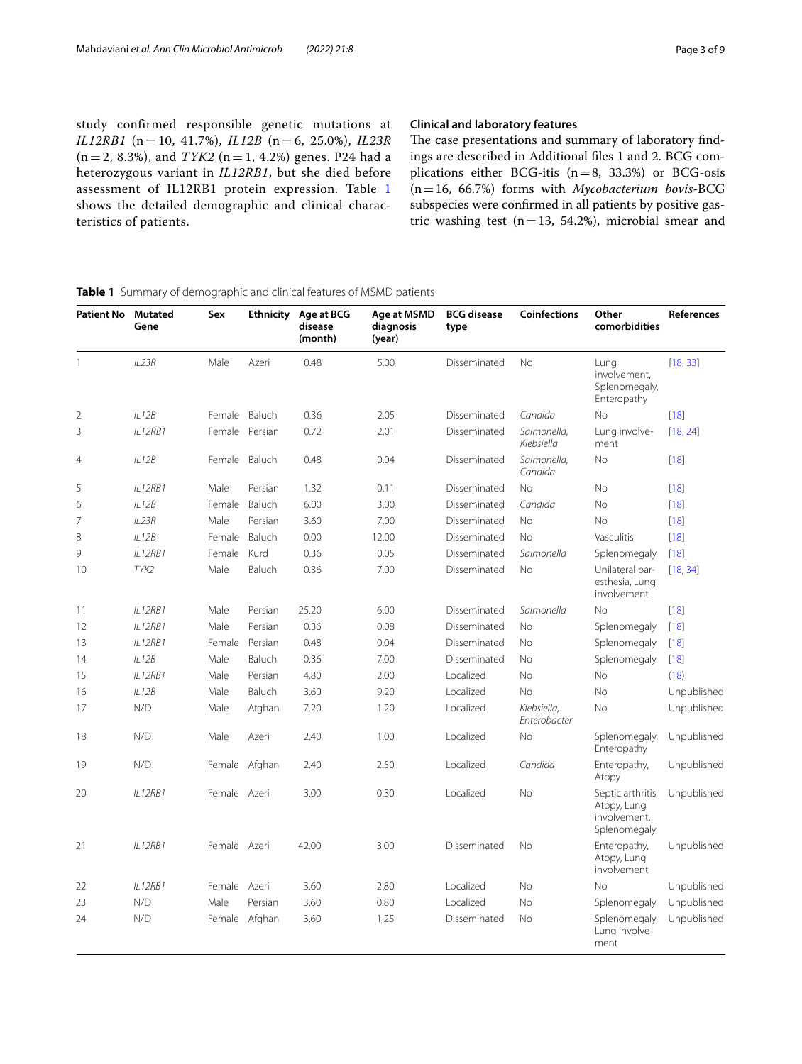study confirmed responsible genetic mutations at *IL12RB1* (n = 10, 41.7%), *IL12B* (n = 6, 25.0%), *IL23R* (n = 2, 8.3%), and *TYK2* (n = 1, 4.2%) genes. P24 had a heterozygous variant in *IL12RB1*, but she died before assessment of IL12RB1 protein expression. Table 1 shows the detailed demographic and clinical characteristics of patients.

### Clinical and laboratory features

The case presentations and summary of laboratory findings are described in Additional files 1 and 2. BCG complications either BCG-itis (n = 8, 33.3%) or BCG-osis (n = 16, 66.7%) forms with *Mycobacterium bovis*-BCG subspecies were confirmed in all patients by positive gastric washing test (n = 13, 54.2%), microbial smear and

**Table 1** Summary of demographic and clinical features of MSMD patients

| Patient No | Mutated Gene | Sex | Ethnicity | Age at BCG disease (month) | Age at MSMD diagnosis (year) | BCG disease type | Coinfections | Other comorbidities | References |
|---|---|---|---|---|---|---|---|---|---|
| 1 | *IL23R* | Male | Azeri | 0.48 | 5.00 | Disseminated | No | Lung involvement, Splenomegaly, Enteropathy | [18, 33] |
| 2 | *IL12B* | Female | Baluch | 0.36 | 2.05 | Disseminated | *Candida* | No | [18] |
| 3 | *IL12RB1* | Female | Persian | 0.72 | 2.01 | Disseminated | *Salmonella, Klebsiella* | Lung involvement | [18, 24] |
| 4 | *IL12B* | Female | Baluch | 0.48 | 0.04 | Disseminated | *Salmonella, Candida* | No | [18] |
| 5 | *IL12RB1* | Male | Persian | 1.32 | 0.11 | Disseminated | No | No | [18] |
| 6 | *IL12B* | Female | Baluch | 6.00 | 3.00 | Disseminated | *Candida* | No | [18] |
| 7 | *IL23R* | Male | Persian | 3.60 | 7.00 | Disseminated | No | No | [18] |
| 8 | *IL12B* | Female | Baluch | 0.00 | 12.00 | Disseminated | No | Vasculitis | [18] |
| 9 | *IL12RB1* | Female | Kurd | 0.36 | 0.05 | Disseminated | *Salmonella* | Splenomegaly | [18] |
| 10 | *TYK2* | Male | Baluch | 0.36 | 7.00 | Disseminated | No | Unilateral paresthesia, Lung involvement | [18, 34] |
| 11 | *IL12RB1* | Male | Persian | 25.20 | 6.00 | Disseminated | *Salmonella* | No | [18] |
| 12 | *IL12RB1* | Male | Persian | 0.36 | 0.08 | Disseminated | No | Splenomegaly | [18] |
| 13 | *IL12RB1* | Female | Persian | 0.48 | 0.04 | Disseminated | No | Splenomegaly | [18] |
| 14 | *IL12B* | Male | Baluch | 0.36 | 7.00 | Disseminated | No | Splenomegaly | [18] |
| 15 | *IL12RB1* | Male | Persian | 4.80 | 2.00 | Localized | No | No | (18) |
| 16 | *IL12B* | Male | Baluch | 3.60 | 9.20 | Localized | No | No | Unpublished |
| 17 | N/D | Male | Afghan | 7.20 | 1.20 | Localized | *Klebsiella, Enterobacter* | No | Unpublished |
| 18 | N/D | Male | Azeri | 2.40 | 1.00 | Localized | No | Splenomegaly, Enteropathy | Unpublished |
| 19 | N/D | Female | Afghan | 2.40 | 2.50 | Localized | *Candida* | Enteropathy, Atopy | Unpublished |
| 20 | *IL12RB1* | Female | Azeri | 3.00 | 0.30 | Localized | No | Septic arthritis, Atopy, Lung involvement, Splenomegaly | Unpublished |
| 21 | *IL12RB1* | Female | Azeri | 42.00 | 3.00 | Disseminated | No | Enteropathy, Atopy, Lung involvement | Unpublished |
| 22 | *IL12RB1* | Female | Azeri | 3.60 | 2.80 | Localized | No | No | Unpublished |
| 23 | N/D | Male | Persian | 3.60 | 0.80 | Localized | No | Splenomegaly | Unpublished |
| 24 | N/D | Female | Afghan | 3.60 | 1.25 | Disseminated | No | Splenomegaly, Lung involvement | Unpublished |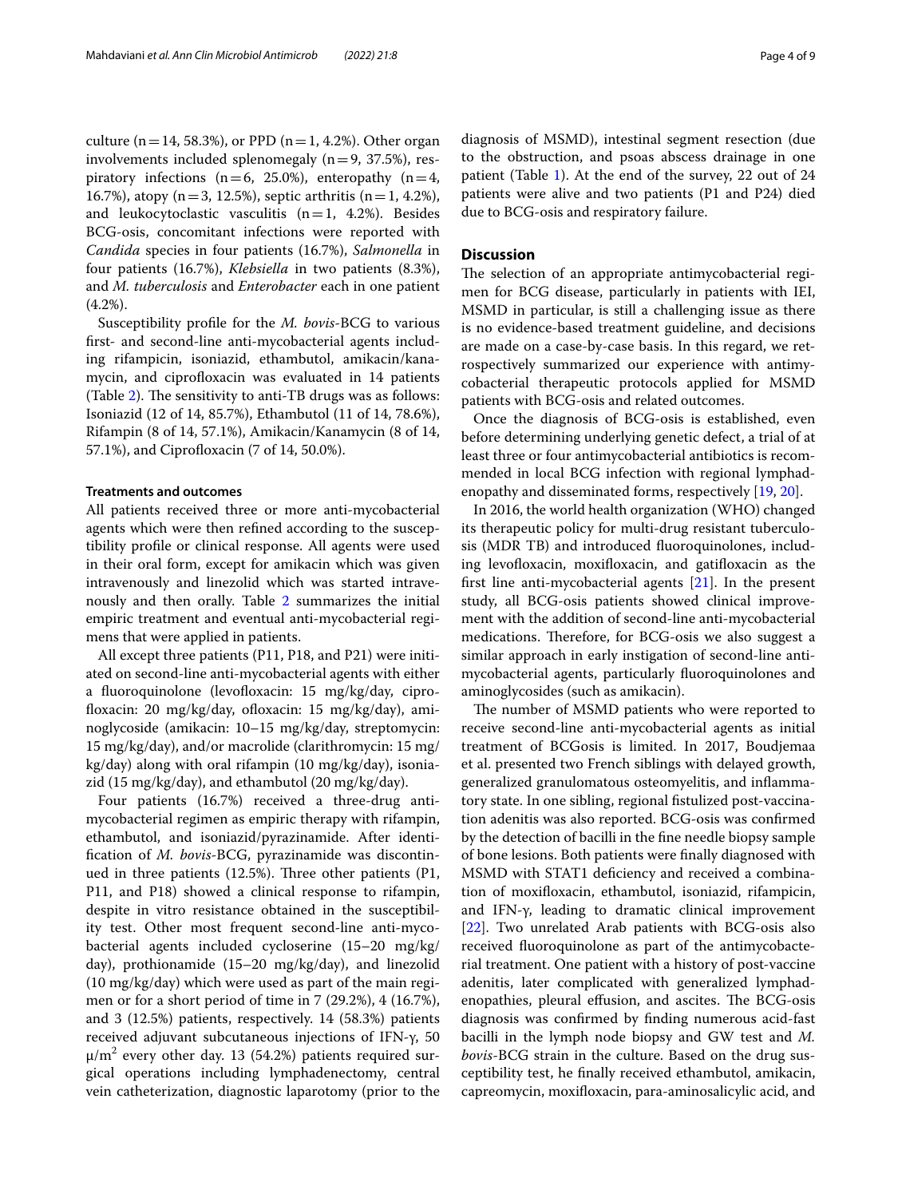culture (n = 14, 58.3%), or PPD (n = 1, 4.2%). Other organ involvements included splenomegaly (n = 9, 37.5%), respiratory infections (n = 6, 25.0%), enteropathy (n = 4, 16.7%), atopy (n = 3, 12.5%), septic arthritis (n = 1, 4.2%), and leukocytoclastic vasculitis (n = 1, 4.2%). Besides BCG-osis, concomitant infections were reported with *Candida* species in four patients (16.7%), *Salmonella* in four patients (16.7%), *Klebsiella* in two patients (8.3%), and *M. tuberculosis* and *Enterobacter* each in one patient (4.2%).

Susceptibility profile for the *M. bovis*-BCG to various first- and second-line anti-mycobacterial agents including rifampicin, isoniazid, ethambutol, amikacin/kanamycin, and ciprofloxacin was evaluated in 14 patients (Table 2). The sensitivity to anti-TB drugs was as follows: Isoniazid (12 of 14, 85.7%), Ethambutol (11 of 14, 78.6%), Rifampin (8 of 14, 57.1%), Amikacin/Kanamycin (8 of 14, 57.1%), and Ciprofloxacin (7 of 14, 50.0%).

### Treatments and outcomes

All patients received three or more anti-mycobacterial agents which were then refined according to the susceptibility profile or clinical response. All agents were used in their oral form, except for amikacin which was given intravenously and linezolid which was started intravenously and then orally. Table 2 summarizes the initial empiric treatment and eventual anti-mycobacterial regimens that were applied in patients.

All except three patients (P11, P18, and P21) were initiated on second-line anti-mycobacterial agents with either a fluoroquinolone (levofloxacin: 15 mg/kg/day, ciprofloxacin: 20 mg/kg/day, ofloxacin: 15 mg/kg/day), aminoglycoside (amikacin: 10–15 mg/kg/day, streptomycin: 15 mg/kg/day), and/or macrolide (clarithromycin: 15 mg/kg/day) along with oral rifampin (10 mg/kg/day), isoniazid (15 mg/kg/day), and ethambutol (20 mg/kg/day).

Four patients (16.7%) received a three-drug anti-mycobacterial regimen as empiric therapy with rifampin, ethambutol, and isoniazid/pyrazinamide. After identification of *M. bovis*-BCG, pyrazinamide was discontinued in three patients (12.5%). Three other patients (P1, P11, and P18) showed a clinical response to rifampin, despite in vitro resistance obtained in the susceptibility test. Other most frequent second-line anti-mycobacterial agents included cycloserine (15–20 mg/kg/day), prothionamide (15–20 mg/kg/day), and linezolid (10 mg/kg/day) which were used as part of the main regimen or for a short period of time in 7 (29.2%), 4 (16.7%), and 3 (12.5%) patients, respectively. 14 (58.3%) patients received adjuvant subcutaneous injections of IFN-γ, 50 μ/m$^2$ every other day. 13 (54.2%) patients required surgical operations including lymphadenectomy, central vein catheterization, diagnostic laparotomy (prior to the diagnosis of MSMD), intestinal segment resection (due to the obstruction, and psoas abscess drainage in one patient (Table 1). At the end of the survey, 22 out of 24 patients were alive and two patients (P1 and P24) died due to BCG-osis and respiratory failure.

## Discussion

The selection of an appropriate antimycobacterial regimen for BCG disease, particularly in patients with IEI, MSMD in particular, is still a challenging issue as there is no evidence-based treatment guideline, and decisions are made on a case-by-case basis. In this regard, we retrospectively summarized our experience with antimycobacterial therapeutic protocols applied for MSMD patients with BCG-osis and related outcomes.

Once the diagnosis of BCG-osis is established, even before determining underlying genetic defect, a trial of at least three or four antimycobacterial antibiotics is recommended in local BCG infection with regional lymphadenopathy and disseminated forms, respectively [19, 20].

In 2016, the world health organization (WHO) changed its therapeutic policy for multi-drug resistant tuberculosis (MDR TB) and introduced fluoroquinolones, including levofloxacin, moxifloxacin, and gatifloxacin as the first line anti-mycobacterial agents [21]. In the present study, all BCG-osis patients showed clinical improvement with the addition of second-line anti-mycobacterial medications. Therefore, for BCG-osis we also suggest a similar approach in early instigation of second-line anti-mycobacterial agents, particularly fluoroquinolones and aminoglycosides (such as amikacin).

The number of MSMD patients who were reported to receive second-line anti-mycobacterial agents as initial treatment of BCGosis is limited. In 2017, Boudjemaa et al. presented two French siblings with delayed growth, generalized granulomatous osteomyelitis, and inflammatory state. In one sibling, regional fistulized post-vaccination adenitis was also reported. BCG-osis was confirmed by the detection of bacilli in the fine needle biopsy sample of bone lesions. Both patients were finally diagnosed with MSMD with STAT1 deficiency and received a combination of moxifloxacin, ethambutol, isoniazid, rifampicin, and IFN-γ, leading to dramatic clinical improvement [22]. Two unrelated Arab patients with BCG-osis also received fluoroquinolone as part of the antimycobacterial treatment. One patient with a history of post-vaccine adenitis, later complicated with generalized lymphadenopathies, pleural effusion, and ascites. The BCG-osis diagnosis was confirmed by finding numerous acid-fast bacilli in the lymph node biopsy and GW test and *M. bovis*-BCG strain in the culture. Based on the drug susceptibility test, he finally received ethambutol, amikacin, capreomycin, moxifloxacin, para-aminosalicylic acid, and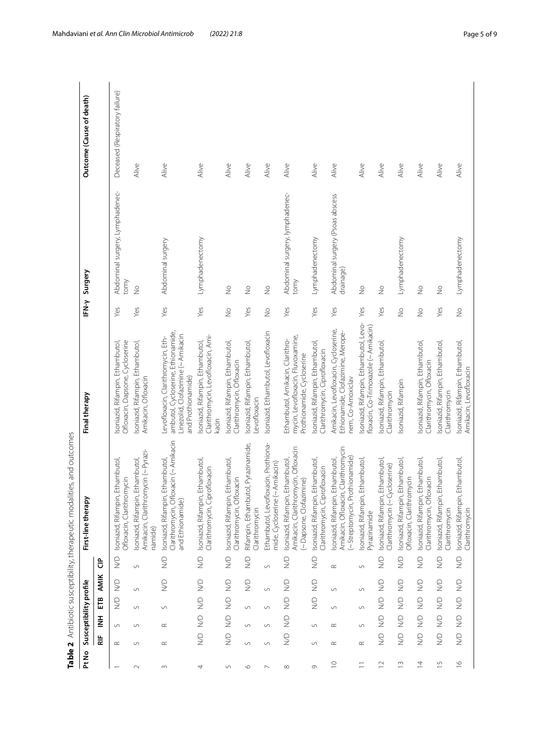**Table 2** Antibiotic susceptibility, therapeutic modalities, and outcomes

| Pt No | Susceptibility profile | | | | | First-line therapy | Final therapy | IFN-γ | Surgery | Outcome (Cause of death) |
|---|---|---|---|---|---|---|---|---|---|---|
| | RIF | INH | ETB | AMIK | CIP | | | | | |
| 1 | R | S | N/D | N/D | N/D | Isoniazid, Rifampin, Ethambutol, Ofloxacin, Clarithromycin | Isoniazid, Rifampin, Ethambutol, Ofloxacin, Dapsone, Cycloserine | Yes | Abdominal surgery, Lymphadenectomy | Deceased (Respiratory failure) |
| 2 | S | S | S | S | S | Isoniazid, Rifampin, Ethambutol, Amikacin, Clarithromycin (~ Pyrazinamide) | Isoniazid, Rifampin, Ethambutol, Amikacin, Ofloxacin | Yes | No | Alive |
| 3 | R | R | S | N/D | N/D | Isoniazid, Rifampin, Ethambutol, Clarithromycin, Ofloxacin (~ Amikacin and Ethionamide) | Levofloxacin, Clarithromycin, Ethambutol, Cycloserine, Ethionamide, Linezolid, Clofazimine (~ Amikacin and Prothionamide) | Yes | Abdominal surgery | Alive |
| 4 | N/D | N/D | N/D | N/D | N/D | Isoniazid, Rifampin, Ethambutol, Clarithromycin, Ciprofloxacin | Isoniazid, Rifampin, Ethambutol, Clarithromycin, Levofloxacin, Amikacin | Yes | Lymphadenectomy | Alive |
| 5 | N/D | N/D | N/D | N/D | N/D | Isoniazid, Rifampin, Ethambutol, Clarithromycin, Ofloxacin | Isoniazid, Rifampin, Ethambutol, Clarithromycin, Ofloxacin | No | No | Alive |
| 6 | S | S | S | N/D | N/D | Rifampin, Ethambutol, Pyrazinamide, Clarithromycin | Isoniazid, Rifampin, Ethambutol, Levofloxacin | Yes | No | Alive |
| 7 | S | S | S | S | S | Ethambutol, Levofloxacin, Prothionamide, Cycloserine (~ Amikacin) | Isoniazid, Ethambutol, Levofloxacin | No | No | Alive |
| 8 | N/D | N/D | N/D | N/D | N/D | Isoniazid, Rifampin, Ethambutol, Amikacin, Clarithromycin, Ofloxacin (~ Dapsone, Clofazimine) | Ethambutol, Amikacin, Clarithromycin, Levofloxacin, Fluvoxamine, Prothionamide, Cycloserine | Yes | Abdominal surgery, lymphadenectomy | Alive |
| 9 | S | S | N/D | N/D | N/D | Isoniazid, Rifampin, Ethambutol, Clarithromycin, Ciprofloxacin | Isoniazid, Rifampin, Ethambutol, Clarithromycin, Ciprofloxacin | Yes | Lymphadenectomy | Alive |
| 10 | R | R | S | S | R | Isoniazid, Rifampin, Ethambutol, Amikacin, Ofloxacin, Clarithromycin (~ Streptomycin, Prothionamide) | Amikacin, Levofloxacin, Cycloserine, Ethionamide, Clofazimine, Meropenem, Co-Amoxiclav | Yes | Abdominal surgery (Psoas abscess drainage) | Alive |
| 11 | R | S | S | S | S | Isoniazid, Rifampin, Ethambutol, Pyrazinamide | Isoniazid, Rifampin, Ethambutol, Levofloxacin, Co-Trimoxazole (~ Amikacin) | Yes | No | Alive |
| 12 | N/D | N/D | N/D | N/D | N/D | Isoniazid, Rifampin, Ethambutol, Clarithromycin (~ Cycloserine) | Isoniazid, Rifampin, Ethambutol, Clarithromycin | Yes | No | Alive |
| 13 | N/D | N/D | N/D | N/D | N/D | Isoniazid, Rifampin, Ethambutol, Ofloxacin, Clarithromycin | Isoniazid, Rifampin | No | Lymphadenectomy | Alive |
| 14 | N/D | N/D | N/D | N/D | N/D | Isoniazid, Rifampin, Ethambutol, Clarithromycin, Ofloxacin | Isoniazid, Rifampin, Ethambutol, Clarithromycin, Ofloxacin | No | No | Alive |
| 15 | N/D | N/D | N/D | N/D | N/D | Isoniazid, Rifampin, Ethambutol, Clarithromycin | Isoniazid, Rifampin, Ethambutol, Clarithromycin | Yes | No | Alive |
| 16 | N/D | N/D | N/D | N/D | N/D | Isoniazid, Rifampin, Ethambutol, Clarithromycin | Isoniazid, Rifampin, Ethambutol, Amikacin, Levofloxacin | No | Lymphadenectomy | Alive |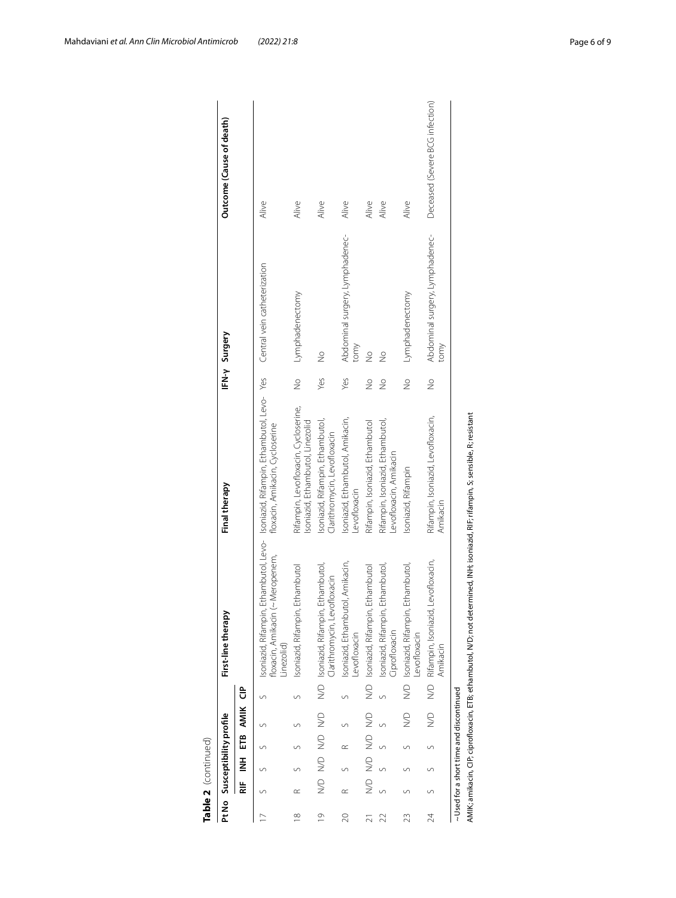**Table 2** (continued)

| Pt No | Susceptibility profile | | | | | First-line therapy | Final therapy | IFN-γ | Surgery | Outcome (Cause of death) |
|---|---|---|---|---|---|---|---|---|---|---|
| | RIF | INH | ETB | AMIK | CIP | | | | | |
| 17 | S | S | S | S | S | Isoniazid, Rifampin, Ethambutol, Levofloxacin, Amikacin (~Meropenem, Linezolid) | Isoniazid, Rifampin, Ethambutol, Levofloxacin, Amikacin, Cycloserine | Yes | Central vein catheterization | Alive |
| 18 | R | S | S | S | S | Isoniazid, Rifampin, Ethambutol | Rifampin, Levofloxacin, Cycloserine, Isoniazid, Ethambutol, Linezolid | No | Lymphadenectomy | Alive |
| 19 | N/D | N/D | N/D | N/D | N/D | Isoniazid, Rifampin, Ethambutol, Clarithromycin, Levofloxacin | Isoniazid, Rifampin, Ethambutol, Clarithromycin, Levofloxacin | Yes | No | Alive |
| 20 | R | S | R | S | S | Isoniazid, Ethambutol, Amikacin, Levofloxacin | Isoniazid, Ethambutol, Amikacin, Levofloxacin | Yes | Abdominal surgery, Lymphadenectomy | Alive |
| 21 | N/D | N/D | N/D | N/D | N/D | Isoniazid, Rifampin, Ethambutol | Rifampin, Isoniazid, Ethambutol | No | No | Alive |
| 22 | S | S | S | S | S | Isoniazid, Rifampin, Ethambutol, Ciprofloxacin | Rifampin, Isoniazid, Ethambutol, Levofloxacin, Amikacin | No | No | Alive |
| 23 | S | S | S | N/D | N/D | Isoniazid, Rifampin, Ethambutol, Levofloxacin | Isoniazid, Rifampin | No | Lymphadenectomy | Alive |
| 24 | S | S | S | N/D | N/D | Rifampin, Isoniazid, Levofloxacin, Amikacin | Rifampin, Isoniazid, Levofloxacin, Amikacin | No | Abdominal surgery, Lymphadenectomy | Deceased (Severe BCG infection) |

~Used for a short time and discontinued

AMIK; amikacin, CIP; ciprofloxacin, ETB; ethambutol, N/D; not determined, INH; isoniazid, RIF; rifampin, S; sensible, R; resistant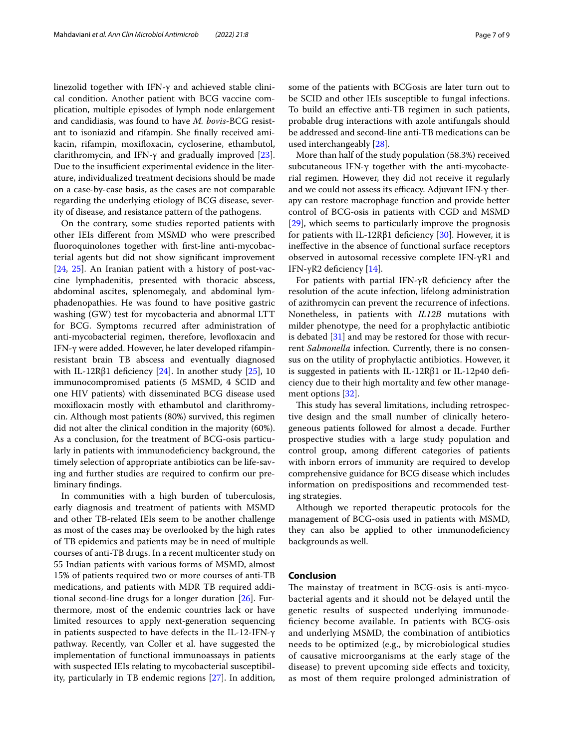linezolid together with IFN-γ and achieved stable clinical condition. Another patient with BCG vaccine complication, multiple episodes of lymph node enlargement and candidiasis, was found to have *M. bovis*-BCG resistant to isoniazid and rifampin. She finally received amikacin, rifampin, moxifloxacin, cycloserine, ethambutol, clarithromycin, and IFN-γ and gradually improved [23]. Due to the insufficient experimental evidence in the literature, individualized treatment decisions should be made on a case-by-case basis, as the cases are not comparable regarding the underlying etiology of BCG disease, severity of disease, and resistance pattern of the pathogens.

On the contrary, some studies reported patients with other IEIs different from MSMD who were prescribed fluoroquinolones together with first-line anti-mycobacterial agents but did not show significant improvement [24, 25]. An Iranian patient with a history of post-vaccine lymphadenitis, presented with thoracic abscess, abdominal ascites, splenomegaly, and abdominal lymphadenopathies. He was found to have positive gastric washing (GW) test for mycobacteria and abnormal LTT for BCG. Symptoms recurred after administration of anti-mycobacterial regimen, therefore, levofloxacin and IFN-γ were added. However, he later developed rifampin-resistant brain TB abscess and eventually diagnosed with IL-12Rβ1 deficiency [24]. In another study [25], 10 immunocompromised patients (5 MSMD, 4 SCID and one HIV patients) with disseminated BCG disease used moxifloxacin mostly with ethambutol and clarithromycin. Although most patients (80%) survived, this regimen did not alter the clinical condition in the majority (60%). As a conclusion, for the treatment of BCG-osis particularly in patients with immunodeficiency background, the timely selection of appropriate antibiotics can be life-saving and further studies are required to confirm our preliminary findings.

In communities with a high burden of tuberculosis, early diagnosis and treatment of patients with MSMD and other TB-related IEIs seem to be another challenge as most of the cases may be overlooked by the high rates of TB epidemics and patients may be in need of multiple courses of anti-TB drugs. In a recent multicenter study on 55 Indian patients with various forms of MSMD, almost 15% of patients required two or more courses of anti-TB medications, and patients with MDR TB required additional second-line drugs for a longer duration [26]. Furthermore, most of the endemic countries lack or have limited resources to apply next-generation sequencing in patients suspected to have defects in the IL-12-IFN-γ pathway. Recently, van Coller et al. have suggested the implementation of functional immunoassays in patients with suspected IEIs relating to mycobacterial susceptibility, particularly in TB endemic regions [27]. In addition, some of the patients with BCGosis are later turn out to be SCID and other IEIs susceptible to fungal infections. To build an effective anti-TB regimen in such patients, probable drug interactions with azole antifungals should be addressed and second-line anti-TB medications can be used interchangeably [28].

More than half of the study population (58.3%) received subcutaneous IFN-γ together with the anti-mycobacterial regimen. However, they did not receive it regularly and we could not assess its efficacy. Adjuvant IFN-γ therapy can restore macrophage function and provide better control of BCG-osis in patients with CGD and MSMD [29], which seems to particularly improve the prognosis for patients with IL-12Rβ1 deficiency [30]. However, it is ineffective in the absence of functional surface receptors observed in autosomal recessive complete IFN-γR1 and IFN-γR2 deficiency [14].

For patients with partial IFN-γR deficiency after the resolution of the acute infection, lifelong administration of azithromycin can prevent the recurrence of infections. Nonetheless, in patients with *IL12B* mutations with milder phenotype, the need for a prophylactic antibiotic is debated [31] and may be restored for those with recurrent *Salmonella* infection. Currently, there is no consensus on the utility of prophylactic antibiotics. However, it is suggested in patients with IL-12Rβ1 or IL-12p40 deficiency due to their high mortality and few other management options [32].

This study has several limitations, including retrospective design and the small number of clinically heterogeneous patients followed for almost a decade. Further prospective studies with a large study population and control group, among different categories of patients with inborn errors of immunity are required to develop comprehensive guidance for BCG disease which includes information on predispositions and recommended testing strategies.

Although we reported therapeutic protocols for the management of BCG-osis used in patients with MSMD, they can also be applied to other immunodeficiency backgrounds as well.

## Conclusion

The mainstay of treatment in BCG-osis is anti-mycobacterial agents and it should not be delayed until the genetic results of suspected underlying immunodeficiency become available. In patients with BCG-osis and underlying MSMD, the combination of antibiotics needs to be optimized (e.g., by microbiological studies of causative microorganisms at the early stage of the disease) to prevent upcoming side effects and toxicity, as most of them require prolonged administration of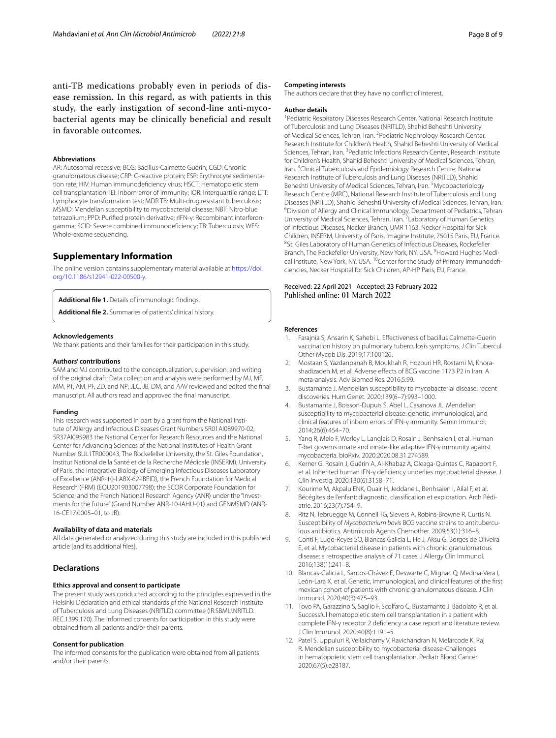anti-TB medications probably even in periods of disease remission. In this regard, as with patients in this study, the early instigation of second-line anti-mycobacterial agents may be clinically beneficial and result in favorable outcomes.

#### Abbreviations

AR: Autosomal recessive; BCG: Bacillus-Calmette Guérin; CGD: Chronic granulomatous disease; CRP: C-reactive protein; ESR: Erythrocyte sedimentation rate; HIV: Human immunodeficiency virus; HSCT: Hematopoietic stem cell transplantation; IEI: Inborn error of immunity; IQR: Interquartile range; LTT: Lymphocyte transformation test; MDR TB: Multi-drug resistant tuberculosis; MSMD: Mendelian susceptibility to mycobacterial disease; NBT: Nitro-blue tetrazolium; PPD: Purified protein derivative; rIFN-γ: Recombinant interferon-gamma; SCID: Severe combined immunodeficiency; TB: Tuberculosis; WES: Whole-exome sequencing.

## Supplementary Information

The online version contains supplementary material available at https://doi.org/10.1186/s12941-022-00500-y.

**Additional file 1.** Details of immunologic findings.

**Additional file 2.** Summaries of patients' clinical history.

#### Acknowledgements

We thank patients and their families for their participation in this study.

#### Authors' contributions

SAM and MJ contributed to the conceptualization, supervision, and writing of the original draft; Data collection and analysis were performed by MJ, MF, MM, PT, AM, PF, ZD, and NP; JLC, JB, DM, and AAV reviewed and edited the final manuscript. All authors read and approved the final manuscript.

#### Funding

This research was supported in part by a grant from the National Institute of Allergy and Infectious Diseases Grant Numbers 5R01AI089970-02, 5R37AI095983 the National Center for Research Resources and the National Center for Advancing Sciences of the National Institutes of Health Grant Number 8UL1TR000043, The Rockefeller University, the St. Giles Foundation, Institut National de la Santé et de la Recherche Médicale (INSERM), University of Paris, the Integrative Biology of Emerging Infectious Diseases Laboratory of Excellence (ANR-10-LABX-62-IBEID), the French Foundation for Medical Research (FRM) (EQU201903007798); the SCOR Corporate Foundation for Science; and the French National Research Agency (ANR) under the "Investments for the future" (Grand Number ANR-10-IAHU-01) and GENMSMD (ANR-16-CE17.0005–01, to JB).

#### Availability of data and materials

All data generated or analyzed during this study are included in this published article [and its additional files].

## Declarations

#### Ethics approval and consent to participate

The present study was conducted according to the principles expressed in the Helsinki Declaration and ethical standards of the National Research Institute of Tuberculosis and Lung Diseases (NRITLD) committee (IR.SBMU.NRITLD.REC.1399.170). The informed consents for participation in this study were obtained from all patients and/or their parents.

#### Consent for publication

The informed consents for the publication were obtained from all patients and/or their parents.

#### Competing interests

The authors declare that they have no conflict of interest.

#### Author details

[1] Pediatric Respiratory Diseases Research Center, National Research Institute of Tuberculosis and Lung Diseases (NRITLD), Shahid Beheshti University of Medical Sciences, Tehran, Iran. [2] Pediatric Nephrology Research Center, Research Institute for Children's Health, Shahid Beheshti University of Medical Sciences, Tehran, Iran. [3] Pediatric Infections Research Center, Research Institute for Children's Health, Shahid Beheshti University of Medical Sciences, Tehran, Iran. [4] Clinical Tuberculosis and Epidemiology Research Centre, National Research Institute of Tuberculosis and Lung Diseases (NRITLD), Shahid Beheshti University of Medical Sciences, Tehran, Iran. [5] Mycobacteriology Research Centre (MRC), National Research Institute of Tuberculosis and Lung Diseases (NRITLD), Shahid Beheshti University of Medical Sciences, Tehran, Iran. [6] Division of Allergy and Clinical Immunology, Department of Pediatrics, Tehran University of Medical Sciences, Tehran, Iran. [7] Laboratory of Human Genetics of Infectious Diseases, Necker Branch, UMR 1163, Necker Hospital for Sick Children, INSERM, University of Paris, Imagine Institute, 75015 Paris, EU, France. [8] St. Giles Laboratory of Human Genetics of Infectious Diseases, Rockefeller Branch, The Rockefeller University, New York, NY, USA. [9] Howard Hughes Medical Institute, New York, NY, USA. [10] Center for the Study of Primary Immunodeficiencies, Necker Hospital for Sick Children, AP-HP Paris, EU, France.

Received: 22 April 2021 Accepted: 23 February 2022
Published online: 01 March 2022

#### References

1. Farajnia S, Ansarin K, Sahebi L. Effectiveness of bacillus Calmette-Guerin vaccination history on pulmonary tuberculosis symptoms. J Clin Tubercul Other Mycob Dis. 2019;17:100126.
2. Mostaan S, Yazdanpanah B, Moukhah R, Hozouri HR, Rostami M, Khorashadizadeh M, et al. Adverse effects of BCG vaccine 1173 P2 in Iran: A meta-analysis. Adv Biomed Res. 2016;5:99.
3. Bustamante J. Mendelian susceptibility to mycobacterial disease: recent discoveries. Hum Genet. 2020;139(6–7):993–1000.
4. Bustamante J, Boisson-Dupuis S, Abel L, Casanova JL. Mendelian susceptibility to mycobacterial disease: genetic, immunological, and clinical features of inborn errors of IFN-γ immunity. Semin Immunol. 2014;26(6):454–70.
5. Yang R, Mele F, Worley L, Langlais D, Rosain J, Benhsaien I, et al. Human T-bet governs innate and innate-like adaptive IFN-γ immunity against mycobacteria. bioRxiv. 2020:2020.08.31.274589.
6. Kerner G, Rosain J, Guérin A, Al-Khabaz A, Oleaga-Quintas C, Rapaport F, et al. Inherited human IFN-γ deficiency underlies mycobacterial disease. J Clin Investig. 2020;130(6):3158–71.
7. Kourime M, Akpalu ENK, Ouair H, Jeddane L, Benhsaien I, Ailal F, et al. Bécégites de l'enfant: diagnostic, classification et exploration. Arch Pédiatrie. 2016;23(7):754–9.
8. Ritz N, Tebruegge M, Connell TG, Sievers A, Robins-Browne R, Curtis N. Susceptibility of *Mycobacterium bovis* BCG vaccine strains to antituberculous antibiotics. Antimicrob Agents Chemother. 2009;53(1):316–8.
9. Conti F, Lugo-Reyes SO, Blancas Galicia L, He J, Aksu G, Borges de Oliveira E, et al. Mycobacterial disease in patients with chronic granulomatous disease: a retrospective analysis of 71 cases. J Allergy Clin Immunol. 2016;138(1):241–8.
10. Blancas-Galicia L, Santos-Chávez E, Deswarte C, Mignac Q, Medina-Vera I, León-Lara X, et al. Genetic, immunological, and clinical features of the first mexican cohort of patients with chronic granulomatous disease. J Clin Immunol. 2020;40(3):475–93.
11. Tovo PA, Garazzino S, Saglio F, Scolfaro C, Bustamante J, Badolato R, et al. Successful hematopoietic stem cell transplantation in a patient with complete IFN-γ receptor 2 deficiency: a case report and literature review. J Clin Immunol. 2020;40(8):1191–5.
12. Patel S, Uppuluri R, Vellaichamy V, Ravichandran N, Melarcode K, Raj R. Mendelian susceptibility to mycobacterial disease-Challenges in hematopoietic stem cell transplantation. Pediatr Blood Cancer. 2020;67(5):e28187.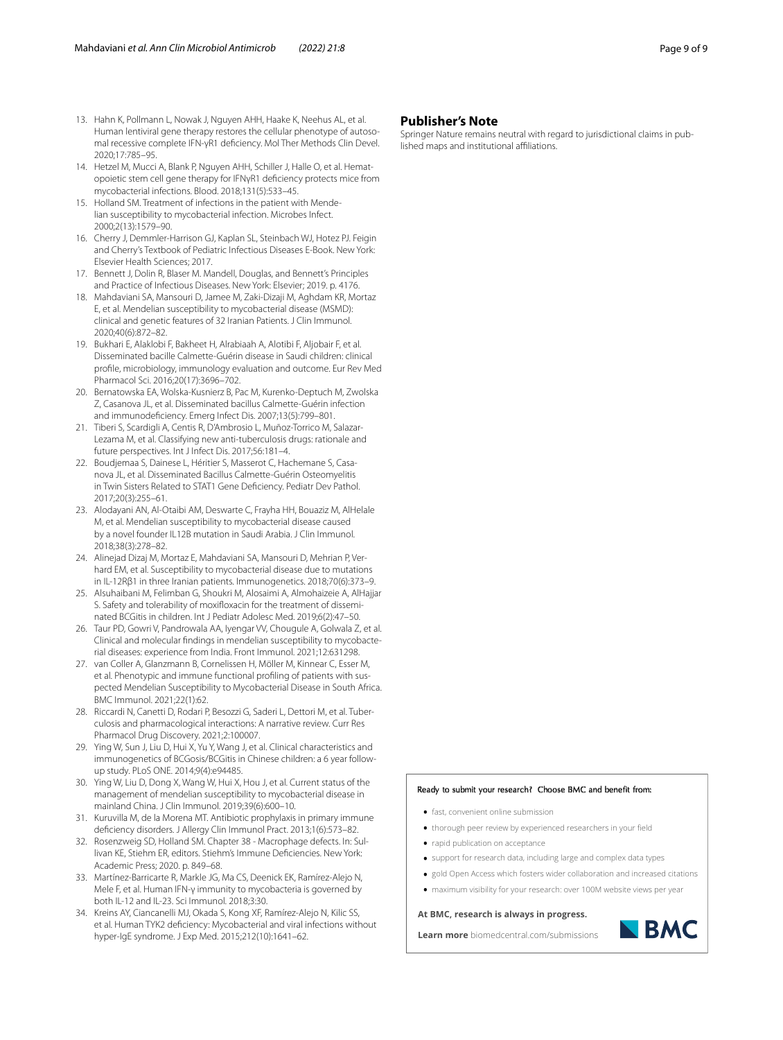13. Hahn K, Pollmann L, Nowak J, Nguyen AHH, Haake K, Neehus AL, et al. Human lentiviral gene therapy restores the cellular phenotype of autosomal recessive complete IFN-γR1 deficiency. Mol Ther Methods Clin Devel. 2020;17:785–95.
14. Hetzel M, Mucci A, Blank P, Nguyen AHH, Schiller J, Halle O, et al. Hematopoietic stem cell gene therapy for IFNγR1 deficiency protects mice from mycobacterial infections. Blood. 2018;131(5):533–45.
15. Holland SM. Treatment of infections in the patient with Mendelian susceptibility to mycobacterial infection. Microbes Infect. 2000;2(13):1579–90.
16. Cherry J, Demmler-Harrison GJ, Kaplan SL, Steinbach WJ, Hotez PJ. Feigin and Cherry's Textbook of Pediatric Infectious Diseases E-Book. New York: Elsevier Health Sciences; 2017.
17. Bennett J, Dolin R, Blaser M. Mandell, Douglas, and Bennett's Principles and Practice of Infectious Diseases. New York: Elsevier; 2019. p. 4176.
18. Mahdaviani SA, Mansouri D, Jamee M, Zaki-Dizaji M, Aghdam KR, Mortaz E, et al. Mendelian susceptibility to mycobacterial disease (MSMD): clinical and genetic features of 32 Iranian Patients. J Clin Immunol. 2020;40(6):872–82.
19. Bukhari E, Alaklobi F, Bakheet H, Alrabiaah A, Alotibi F, Aljobair F, et al. Disseminated bacille Calmette-Guérin disease in Saudi children: clinical profile, microbiology, immunology evaluation and outcome. Eur Rev Med Pharmacol Sci. 2016;20(17):3696–702.
20. Bernatowska EA, Wolska-Kusnierz B, Pac M, Kurenko-Deptuch M, Zwolska Z, Casanova JL, et al. Disseminated bacillus Calmette-Guérin infection and immunodeficiency. Emerg Infect Dis. 2007;13(5):799–801.
21. Tiberi S, Scardigli A, Centis R, D'Ambrosio L, Muñoz-Torrico M, Salazar-Lezama M, et al. Classifying new anti-tuberculosis drugs: rationale and future perspectives. Int J Infect Dis. 2017;56:181–4.
22. Boudjemaa S, Dainese L, Héritier S, Masserot C, Hachemane S, Casanova JL, et al. Disseminated Bacillus Calmette-Guérin Osteomyelitis in Twin Sisters Related to STAT1 Gene Deficiency. Pediatr Dev Pathol. 2017;20(3):255–61.
23. Alodayani AN, Al-Otaibi AM, Deswarte C, Frayha HH, Bouaziz M, AlHelale M, et al. Mendelian susceptibility to mycobacterial disease caused by a novel founder IL12B mutation in Saudi Arabia. J Clin Immunol. 2018;38(3):278–82.
24. Alinejad Dizaj M, Mortaz E, Mahdaviani SA, Mansouri D, Mehrian P, Verhard EM, et al. Susceptibility to mycobacterial disease due to mutations in IL-12Rβ1 in three Iranian patients. Immunogenetics. 2018;70(6):373–9.
25. Alsuhaibani M, Felimban G, Shoukri M, Alosaimi A, Almohaizeie A, AlHajjar S. Safety and tolerability of moxifloxacin for the treatment of disseminated BCGitis in children. Int J Pediatr Adolesc Med. 2019;6(2):47–50.
26. Taur PD, Gowri V, Pandrowala AA, Iyengar VV, Chougule A, Golwala Z, et al. Clinical and molecular findings in mendelian susceptibility to mycobacterial diseases: experience from India. Front Immunol. 2021;12:631298.
27. van Coller A, Glanzmann B, Cornelissen H, Möller M, Kinnear C, Esser M, et al. Phenotypic and immune functional profiling of patients with suspected Mendelian Susceptibility to Mycobacterial Disease in South Africa. BMC Immunol. 2021;22(1):62.
28. Riccardi N, Canetti D, Rodari P, Besozzi G, Saderi L, Dettori M, et al. Tuberculosis and pharmacological interactions: A narrative review. Curr Res Pharmacol Drug Discovery. 2021;2:100007.
29. Ying W, Sun J, Liu D, Hui X, Yu Y, Wang J, et al. Clinical characteristics and immunogenetics of BCGosis/BCGitis in Chinese children: a 6 year follow-up study. PLoS ONE. 2014;9(4):e94485.
30. Ying W, Liu D, Dong X, Wang W, Hui X, Hou J, et al. Current status of the management of mendelian susceptibility to mycobacterial disease in mainland China. J Clin Immunol. 2019;39(6):600–10.
31. Kuruvilla M, de la Morena MT. Antibiotic prophylaxis in primary immune deficiency disorders. J Allergy Clin Immunol Pract. 2013;1(6):573–82.
32. Rosenzweig SD, Holland SM. Chapter 38 - Macrophage defects. In: Sullivan KE, Stiehm ER, editors. Stiehm's Immune Deficiencies. New York: Academic Press; 2020. p. 849–68.
33. Martínez-Barricarte R, Markle JG, Ma CS, Deenick EK, Ramírez-Alejo N, Mele F, et al. Human IFN-γ immunity to mycobacteria is governed by both IL-12 and IL-23. Sci Immunol. 2018;3:30.
34. Kreins AY, Ciancanelli MJ, Okada S, Kong XF, Ramírez-Alejo N, Kilic SS, et al. Human TYK2 deficiency: Mycobacterial and viral infections without hyper-IgE syndrome. J Exp Med. 2015;212(10):1641–62.

## Publisher's Note

Springer Nature remains neutral with regard to jurisdictional claims in published maps and institutional affiliations.

Ready to submit your research? Choose BMC and benefit from:

- fast, convenient online submission
- thorough peer review by experienced researchers in your field
- rapid publication on acceptance
- support for research data, including large and complex data types
- gold Open Access which fosters wider collaboration and increased citations
- maximum visibility for your research: over 100M website views per year

**At BMC, research is always in progress.**

**Learn more** biomedcentral.com/submissions

BMC